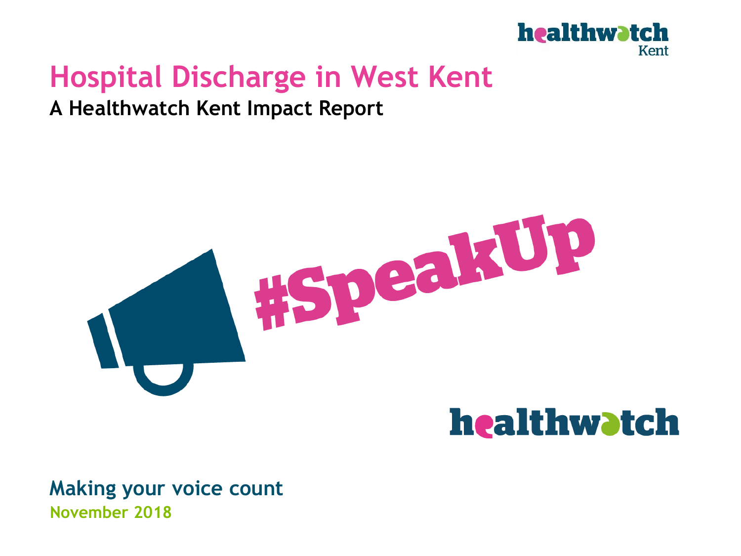# Hospital Discharge in West Kent

**A Healthwatch Kent Impact Report**

#SpeakUp

**Making your voice count**

**November 2018**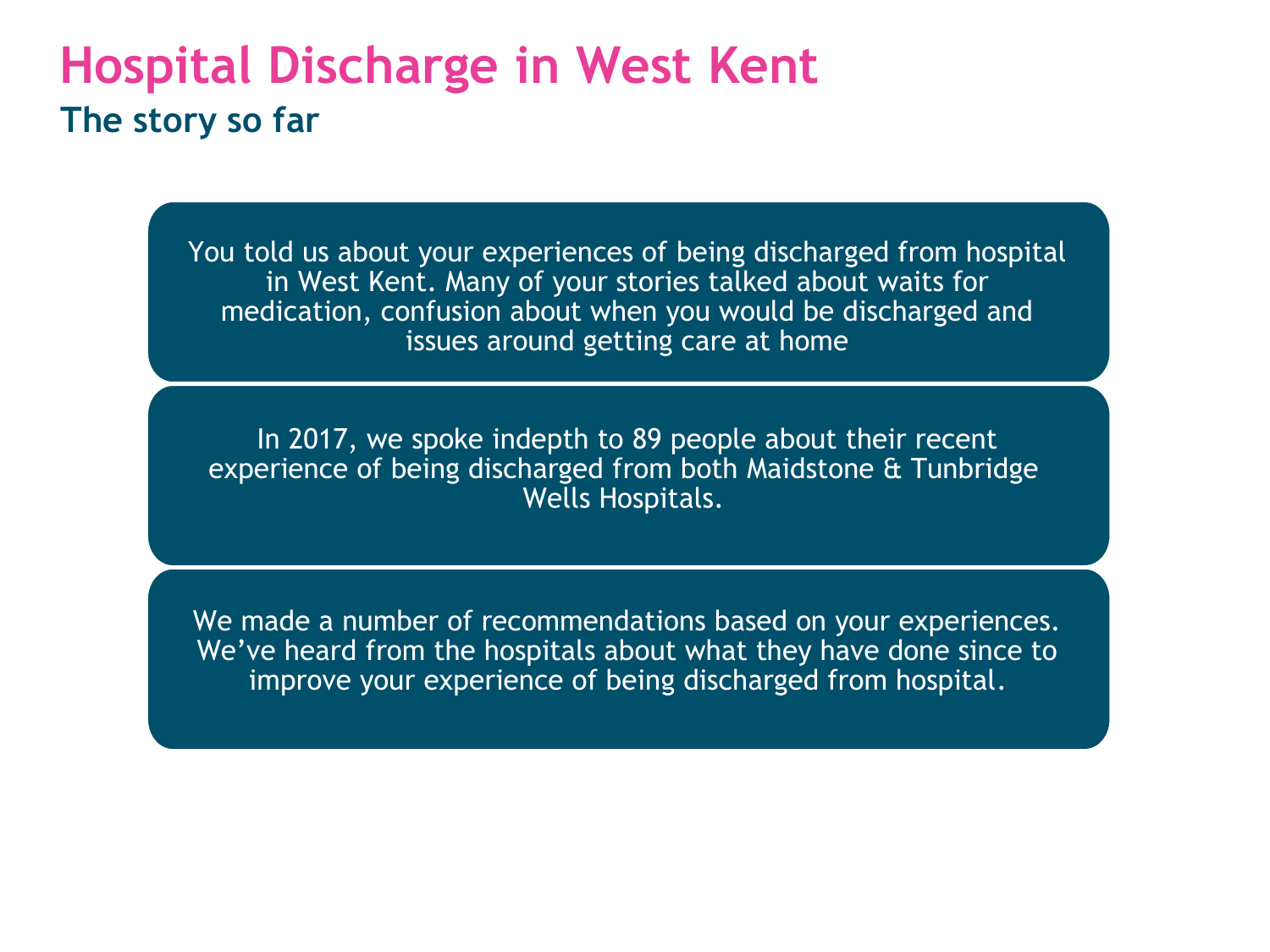# Hospital Discharge in West Kent

## The story so far

You told us about your experiences of being discharged from hospital in West Kent. Many of your stories talked about waits for medication, confusion about when you would be discharged and issues around getting care at home

In 2017, we spoke indepth to 89 people about their recent experience of being discharged from both Maidstone & Tunbridge Wells Hospitals.

We made a number of recommendations based on your experiences. We've heard from the hospitals about what they have done since to improve your experience of being discharged from hospital.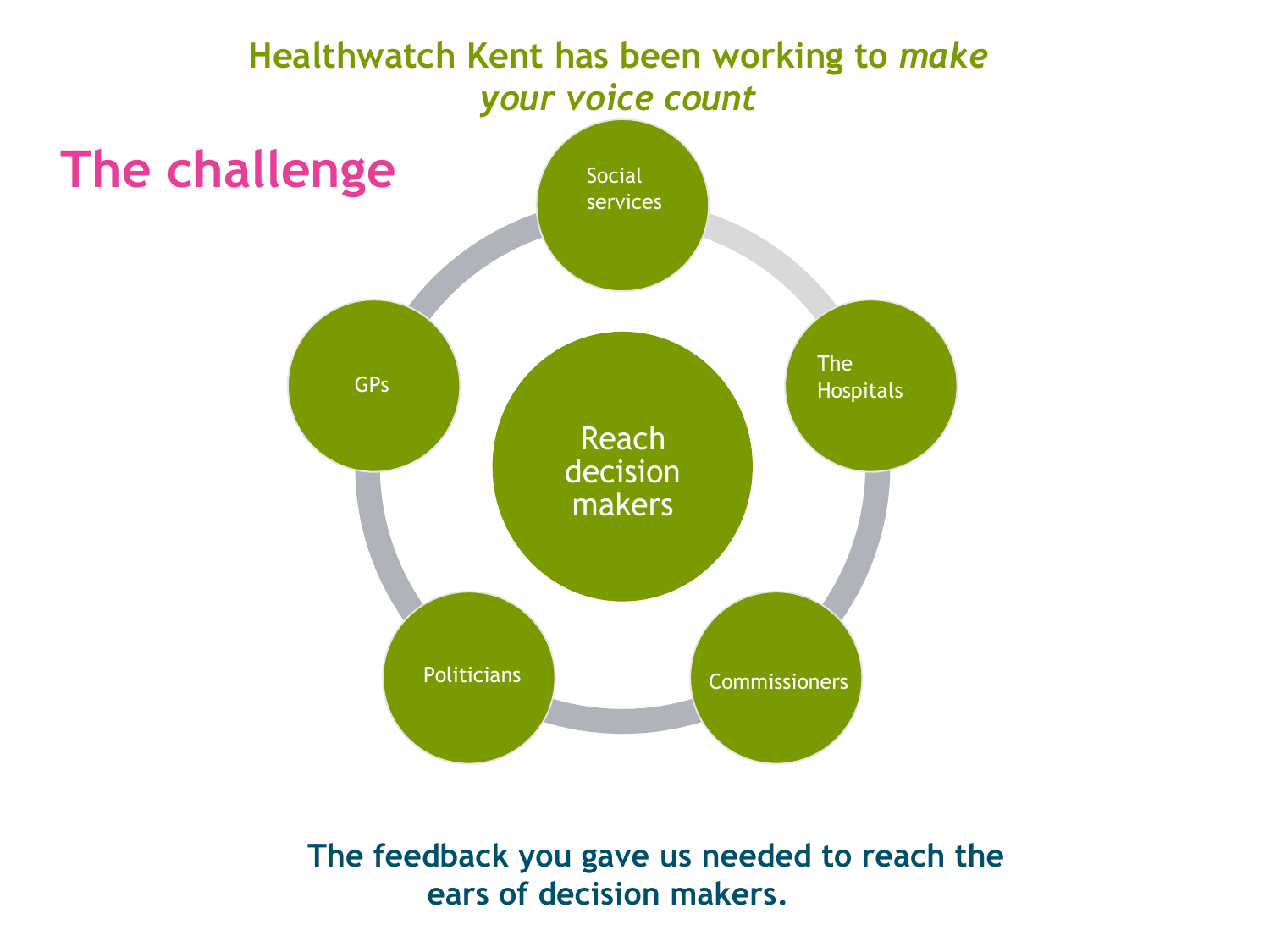## Healthwatch Kent has been working to *make your voice count*

# The challenge

- Reach decision makers
  - Social services
  - The Hospitals
  - Commissioners
  - Politicians
  - GPs

**The feedback you gave us needed to reach the ears of decision makers.**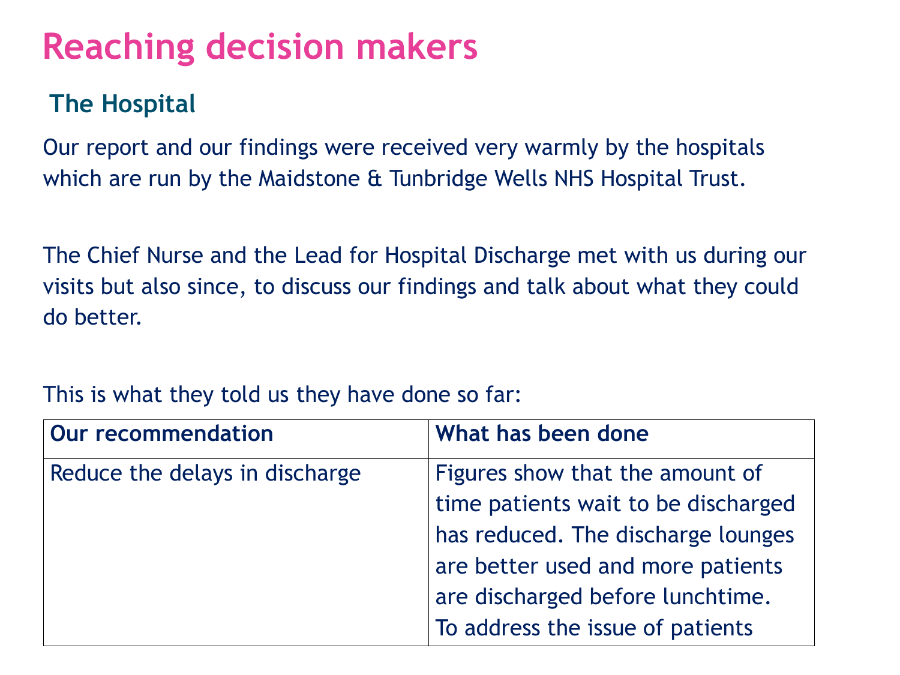# Reaching decision makers

## The Hospital

Our report and our findings were received very warmly by the hospitals which are run by the Maidstone & Tunbridge Wells NHS Hospital Trust.

The Chief Nurse and the Lead for Hospital Discharge met with us during our visits but also since, to discuss our findings and talk about what they could do better.

This is what they told us they have done so far:

| Our recommendation | What has been done |
| --- | --- |
| Reduce the delays in discharge | Figures show that the amount of time patients wait to be discharged has reduced. The discharge lounges are better used and more patients are discharged before lunchtime. To address the issue of patients |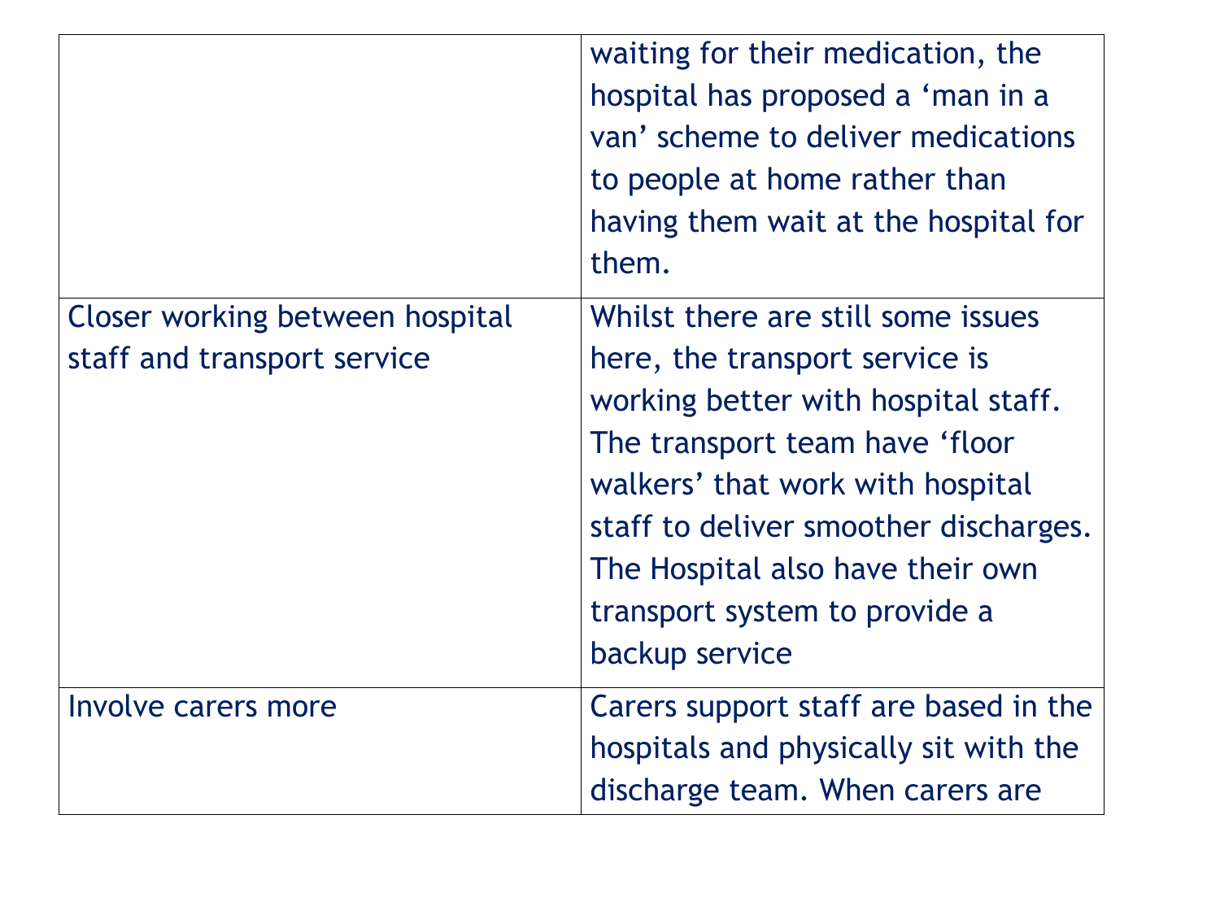| | |
|---|---|
| | waiting for their medication, the hospital has proposed a ‘man in a van’ scheme to deliver medications to people at home rather than having them wait at the hospital for them. |
| Closer working between hospital staff and transport service | Whilst there are still some issues here, the transport service is working better with hospital staff. The transport team have ‘floor walkers’ that work with hospital staff to deliver smoother discharges. The Hospital also have their own transport system to provide a backup service |
| Involve carers more | Carers support staff are based in the hospitals and physically sit with the discharge team. When carers are |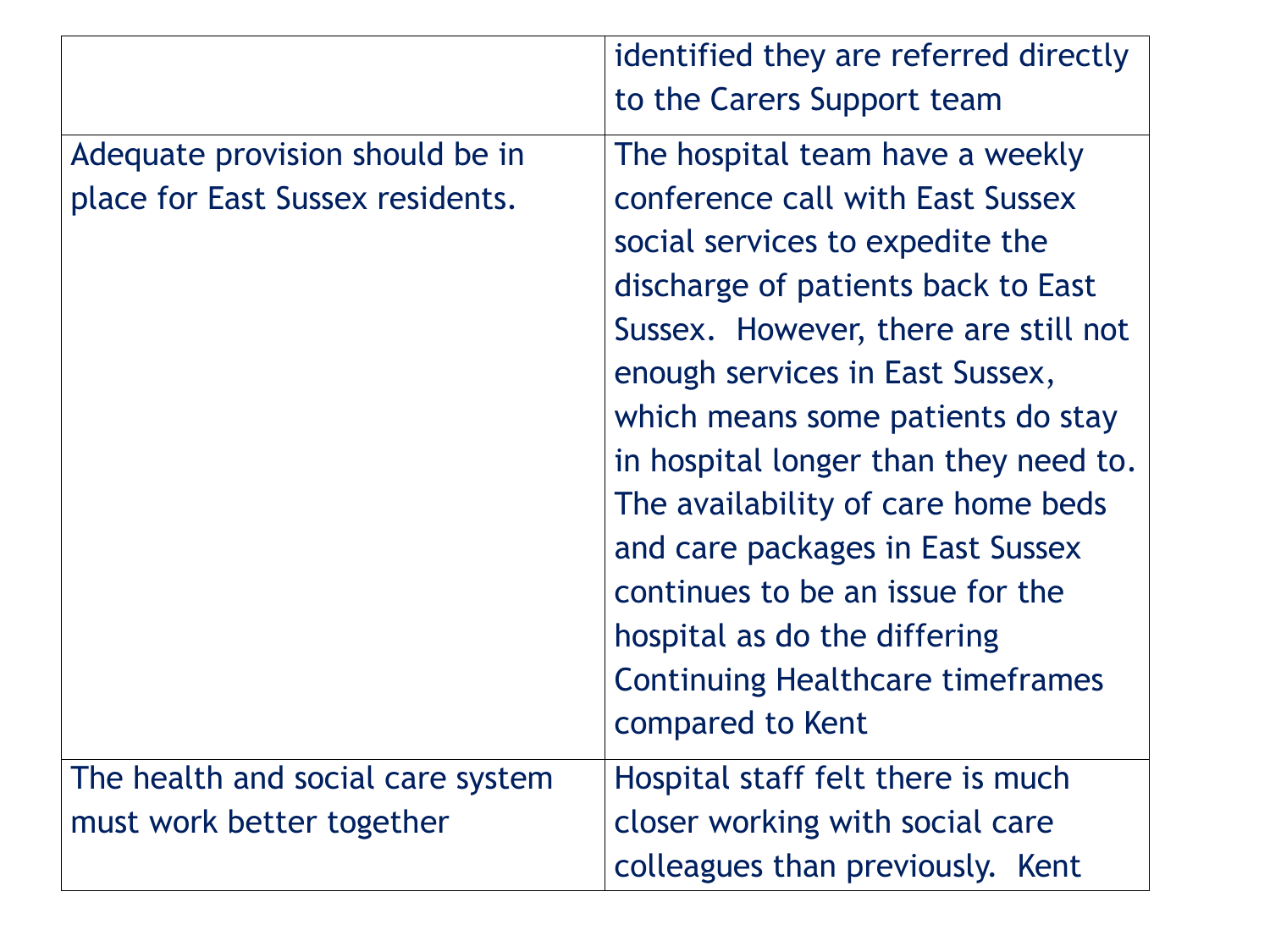| | |
|---|---|
| | identified they are referred directly to the Carers Support team |
| Adequate provision should be in place for East Sussex residents. | The hospital team have a weekly conference call with East Sussex social services to expedite the discharge of patients back to East Sussex. However, there are still not enough services in East Sussex, which means some patients do stay in hospital longer than they need to. The availability of care home beds and care packages in East Sussex continues to be an issue for the hospital as do the differing Continuing Healthcare timeframes compared to Kent |
| The health and social care system must work better together | Hospital staff felt there is much closer working with social care colleagues than previously. Kent |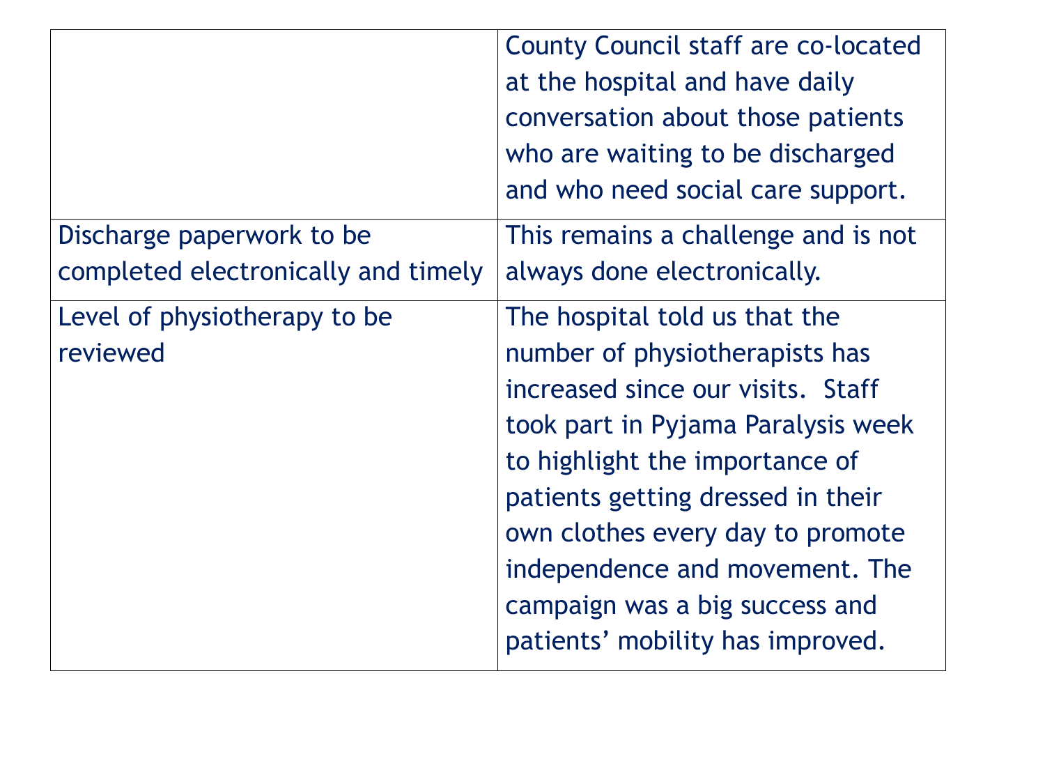| | |
|---|---|
| | County Council staff are co-located at the hospital and have daily conversation about those patients who are waiting to be discharged and who need social care support. |
| Discharge paperwork to be completed electronically and timely | This remains a challenge and is not always done electronically. |
| Level of physiotherapy to be reviewed | The hospital told us that the number of physiotherapists has increased since our visits. Staff took part in Pyjama Paralysis week to highlight the importance of patients getting dressed in their own clothes every day to promote independence and movement. The campaign was a big success and patients' mobility has improved. |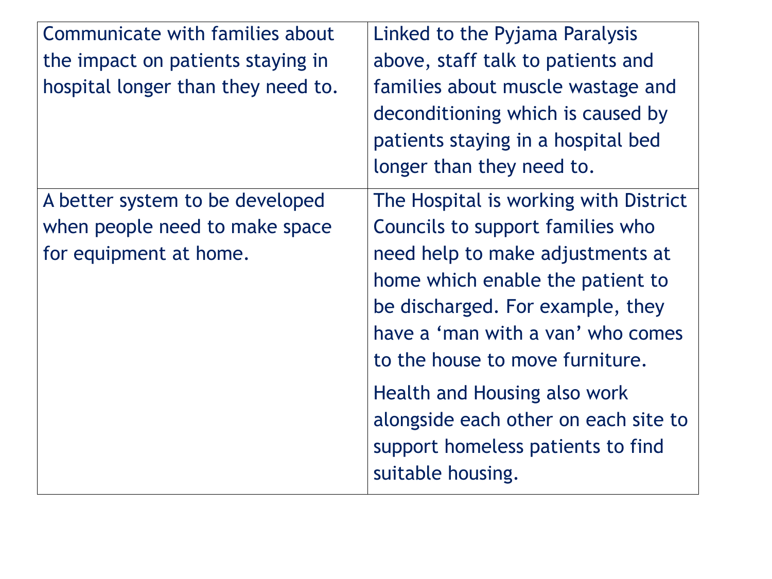| | |
|---|---|
| Communicate with families about the impact on patients staying in hospital longer than they need to. | Linked to the Pyjama Paralysis above, staff talk to patients and families about muscle wastage and deconditioning which is caused by patients staying in a hospital bed longer than they need to. |
| A better system to be developed when people need to make space for equipment at home. | The Hospital is working with District Councils to support families who need help to make adjustments at home which enable the patient to be discharged. For example, they have a 'man with a van' who comes to the house to move furniture.<br><br>Health and Housing also work alongside each other on each site to support homeless patients to find suitable housing. |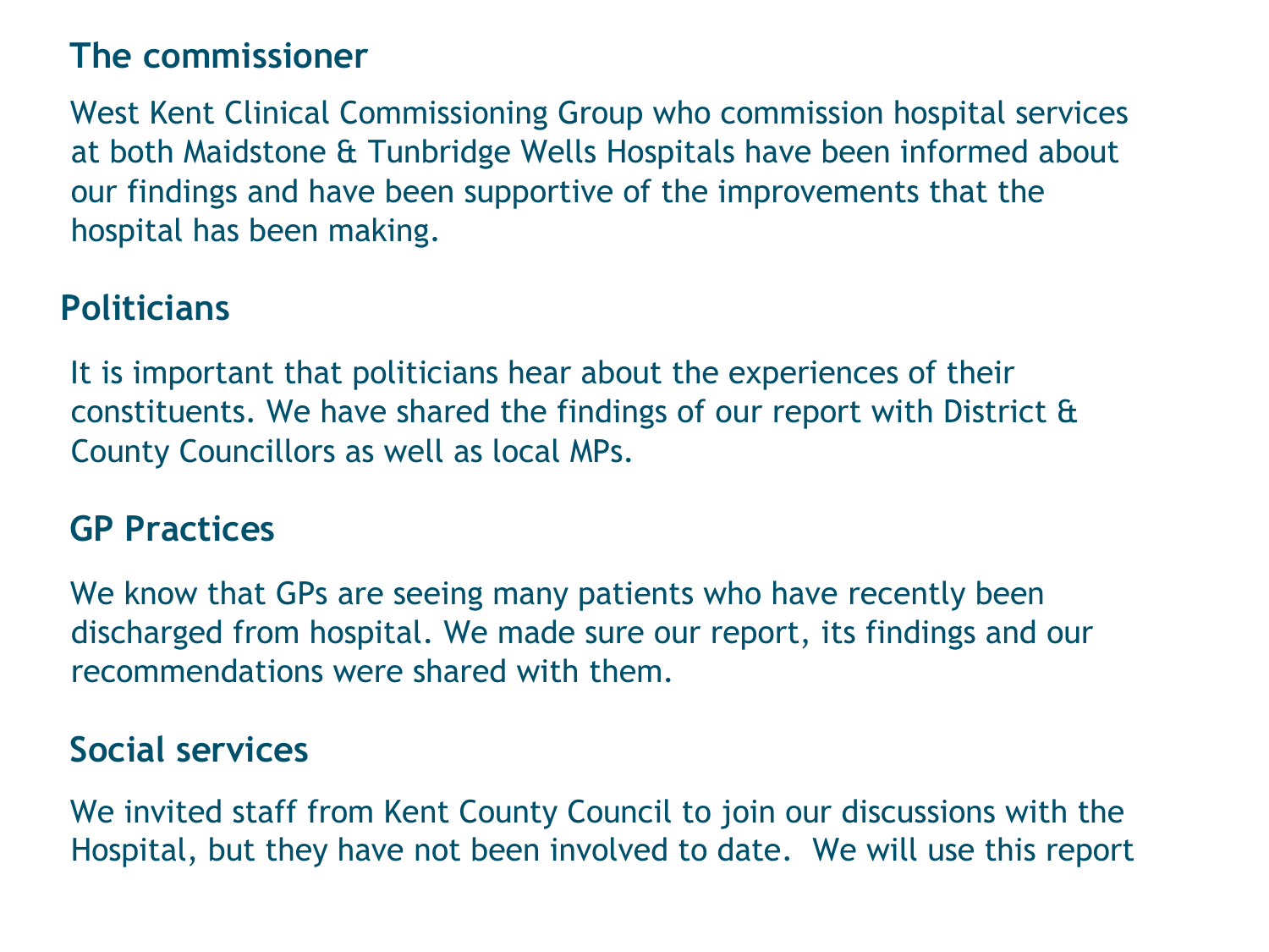## The commissioner

West Kent Clinical Commissioning Group who commission hospital services at both Maidstone & Tunbridge Wells Hospitals have been informed about our findings and have been supportive of the improvements that the hospital has been making.

## Politicians

It is important that politicians hear about the experiences of their constituents. We have shared the findings of our report with District & County Councillors as well as local MPs.

## GP Practices

We know that GPs are seeing many patients who have recently been discharged from hospital. We made sure our report, its findings and our recommendations were shared with them.

## Social services

We invited staff from Kent County Council to join our discussions with the Hospital, but they have not been involved to date. We will use this report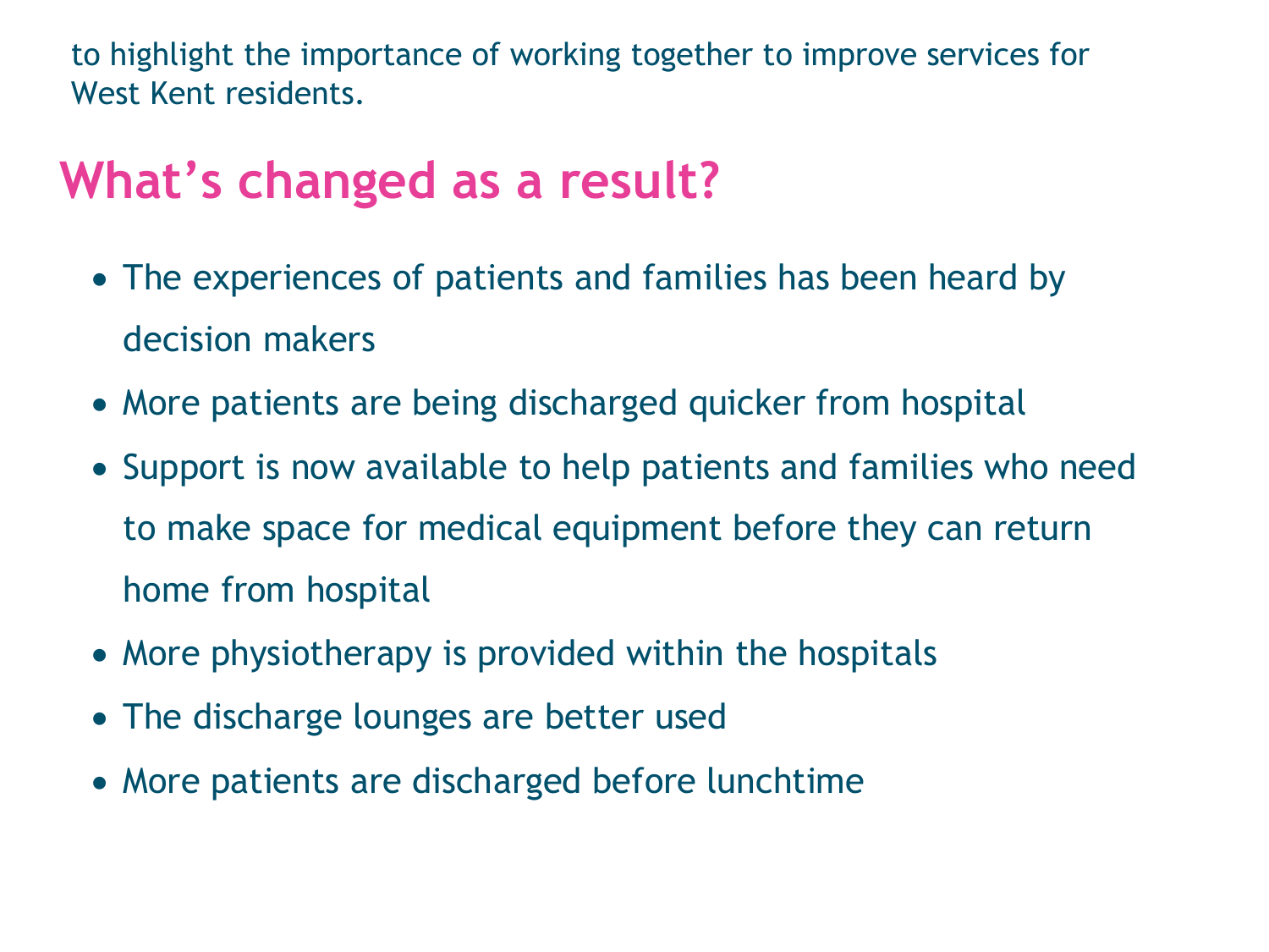to highlight the importance of working together to improve services for West Kent residents.

## What's changed as a result?

- The experiences of patients and families has been heard by decision makers
- More patients are being discharged quicker from hospital
- Support is now available to help patients and families who need to make space for medical equipment before they can return home from hospital
- More physiotherapy is provided within the hospitals
- The discharge lounges are better used
- More patients are discharged before lunchtime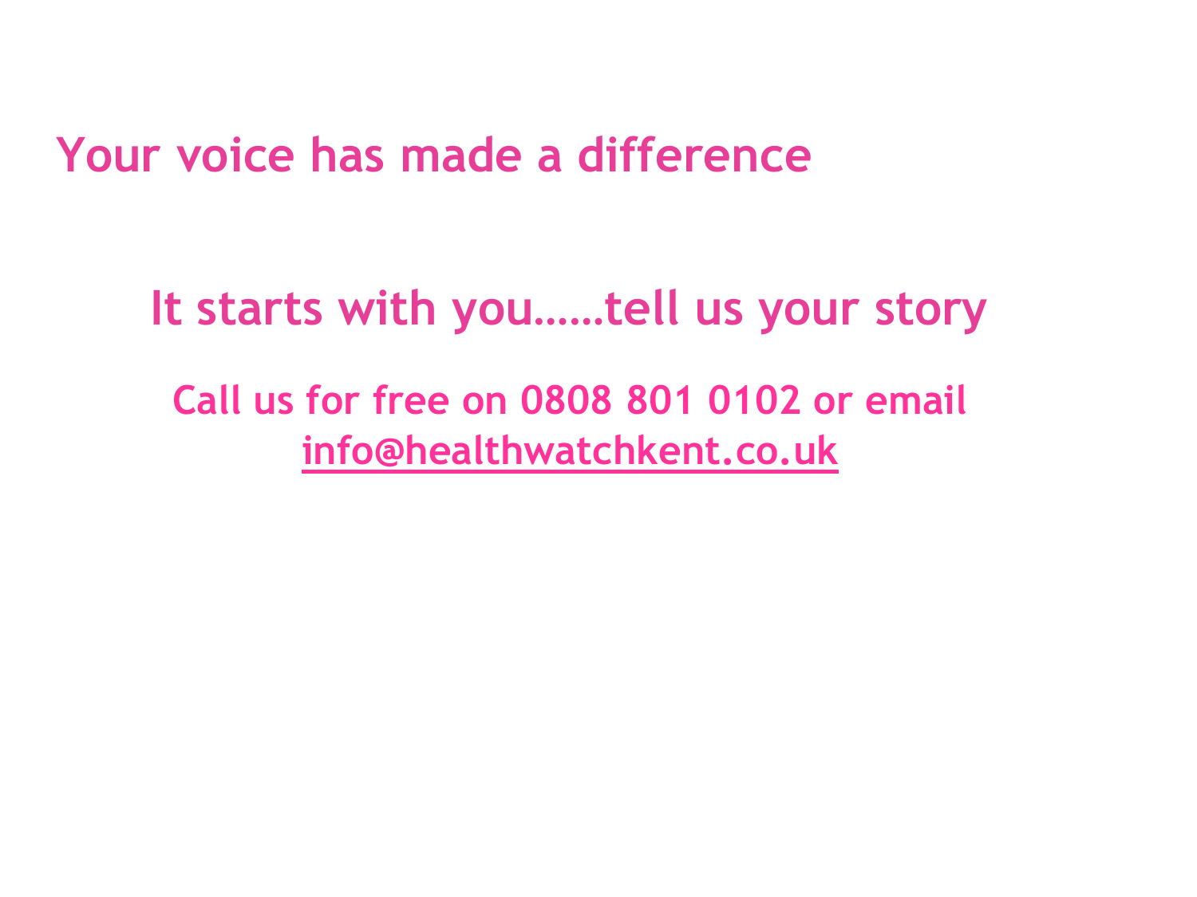## Your voice has made a difference

### It starts with you……tell us your story

**Call us for free on 0808 801 0102 or email info@healthwatchkent.co.uk**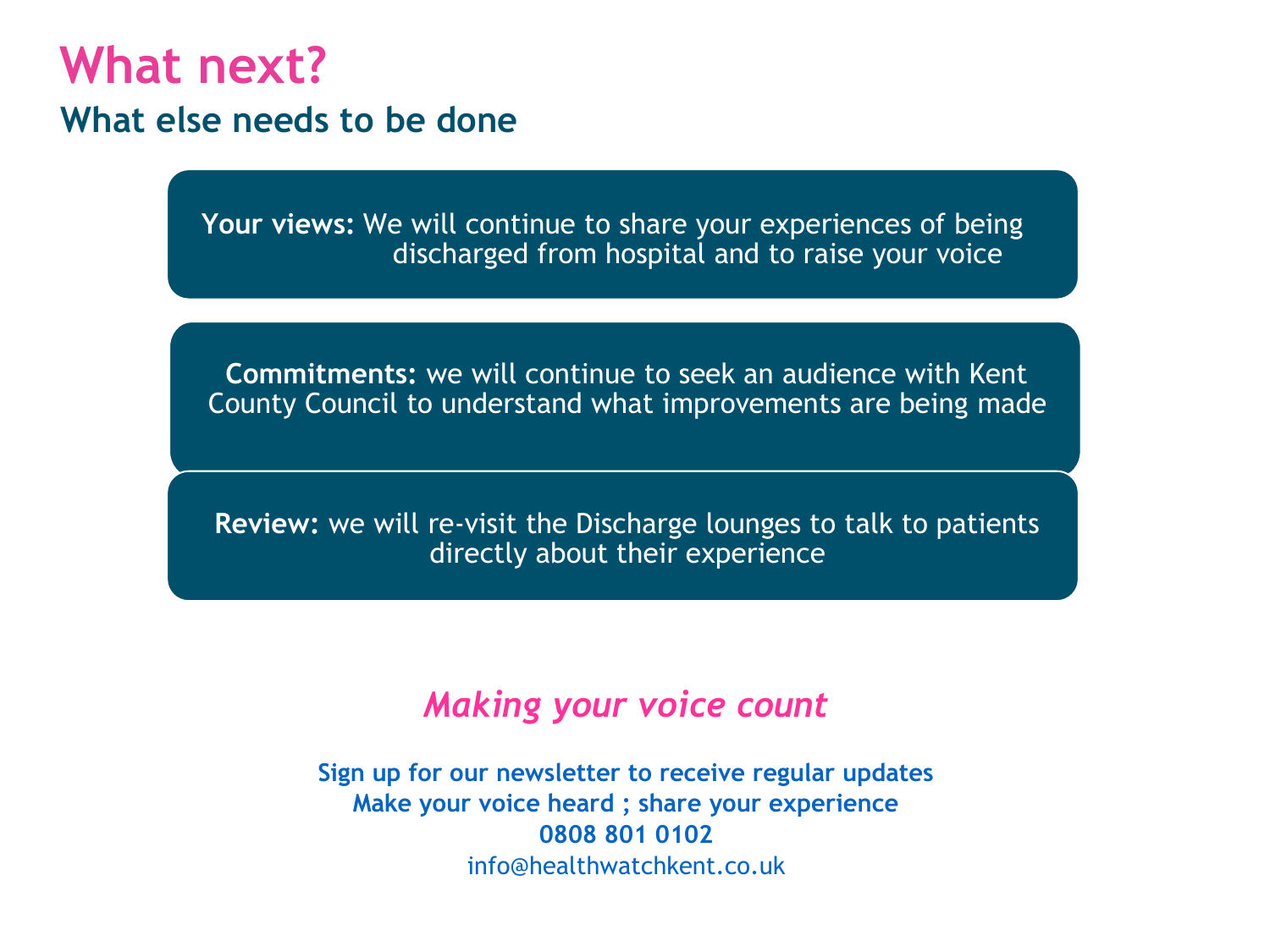# What next?

## What else needs to be done

**Your views:** We will continue to share your experiences of being discharged from hospital and to raise your voice

**Commitments:** we will continue to seek an audience with Kent County Council to understand what improvements are being made

**Review:** we will re-visit the Discharge lounges to talk to patients directly about their experience

*Making your voice count*

**Sign up for our newsletter to receive regular updates**
**Make your voice heard ; share your experience**
**0808 801 0102**
info@healthwatchkent.co.uk